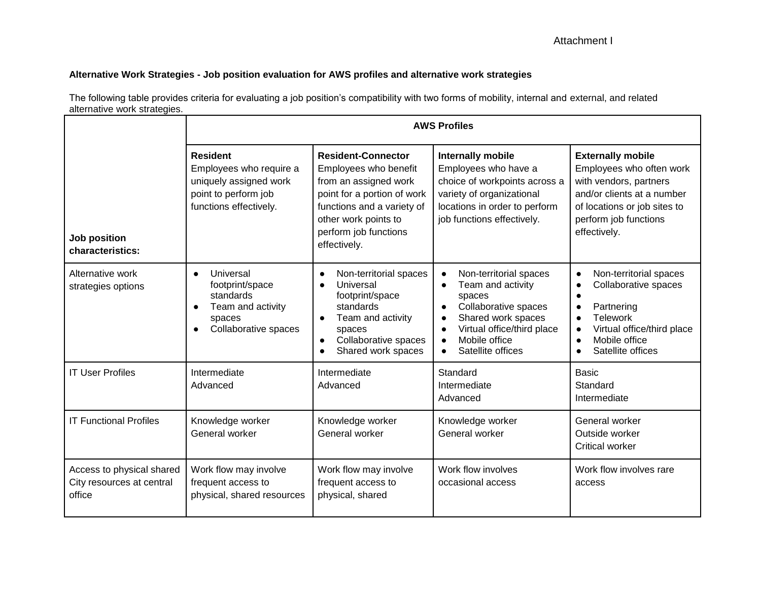Attachment I

**Alternative Work Strategies - Job position evaluation for AWS profiles and alternative work strategies**

The following table provides criteria for evaluating a job position's compatibility with two forms of mobility, internal and external, and related alternative work strategies.

| | **AWS Profiles** | | | |
|---|---|---|---|---|
| **Job position characteristics:** | **Resident**<br>Employees who require a uniquely assigned work point to perform job functions effectively. | **Resident-Connector**<br>Employees who benefit from an assigned work point for a portion of work functions and a variety of other work points to perform job functions effectively. | **Internally mobile**<br>Employees who have a choice of workpoints across a variety of organizational locations in order to perform job functions effectively. | **Externally mobile**<br>Employees who often work with vendors, partners and/or clients at a number of locations or job sites to perform job functions effectively. |
| Alternative work strategies options | • Universal footprint/space standards<br>• Team and activity spaces<br>• Collaborative spaces | • Non-territorial spaces<br>• Universal footprint/space standards<br>• Team and activity spaces<br>• Collaborative spaces<br>• Shared work spaces | • Non-territorial spaces<br>• Team and activity spaces<br>• Collaborative spaces<br>• Shared work spaces<br>• Virtual office/third place<br>• Mobile office<br>• Satellite offices | • Non-territorial spaces<br>• Collaborative spaces<br>•<br>• Partnering<br>• Telework<br>• Virtual office/third place<br>• Mobile office<br>• Satellite offices |
| IT User Profiles | Intermediate<br>Advanced | Intermediate<br>Advanced | Standard<br>Intermediate<br>Advanced | Basic<br>Standard<br>Intermediate |
| IT Functional Profiles | Knowledge worker<br>General worker | Knowledge worker<br>General worker | Knowledge worker<br>General worker | General worker<br>Outside worker<br>Critical worker |
| Access to physical shared City resources at central office | Work flow may involve frequent access to physical, shared resources | Work flow may involve frequent access to physical, shared | Work flow involves occasional access | Work flow involves rare access |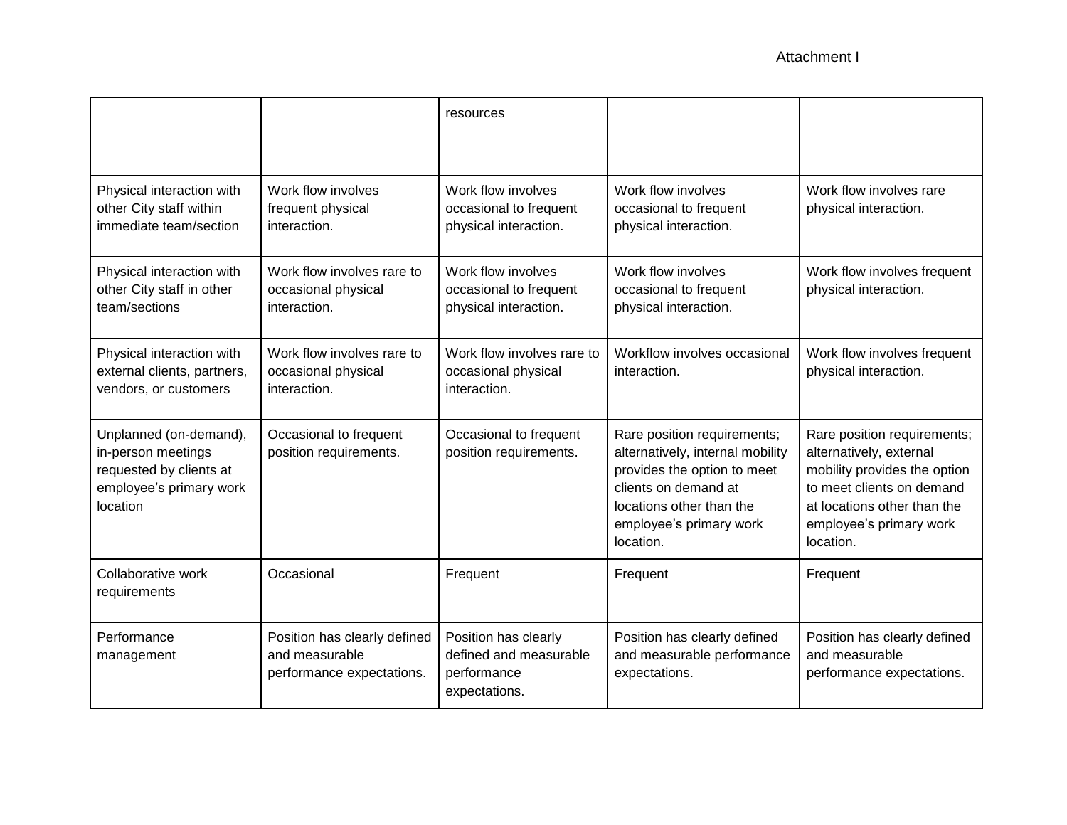Attachment I

| | | | | |
|---|---|---|---|---|
| | | resources | | |
| Physical interaction with other City staff within immediate team/section | Work flow involves frequent physical interaction. | Work flow involves occasional to frequent physical interaction. | Work flow involves occasional to frequent physical interaction. | Work flow involves rare physical interaction. |
| Physical interaction with other City staff in other team/sections | Work flow involves rare to occasional physical interaction. | Work flow involves occasional to frequent physical interaction. | Work flow involves occasional to frequent physical interaction. | Work flow involves frequent physical interaction. |
| Physical interaction with external clients, partners, vendors, or customers | Work flow involves rare to occasional physical interaction. | Work flow involves rare to occasional physical interaction. | Workflow involves occasional interaction. | Work flow involves frequent physical interaction. |
| Unplanned (on-demand), in-person meetings requested by clients at employee's primary work location | Occasional to frequent position requirements. | Occasional to frequent position requirements. | Rare position requirements; alternatively, internal mobility provides the option to meet clients on demand at locations other than the employee's primary work location. | Rare position requirements; alternatively, external mobility provides the option to meet clients on demand at locations other than the employee's primary work location. |
| Collaborative work requirements | Occasional | Frequent | Frequent | Frequent |
| Performance management | Position has clearly defined and measurable performance expectations. | Position has clearly defined and measurable performance expectations. | Position has clearly defined and measurable performance expectations. | Position has clearly defined and measurable performance expectations. |